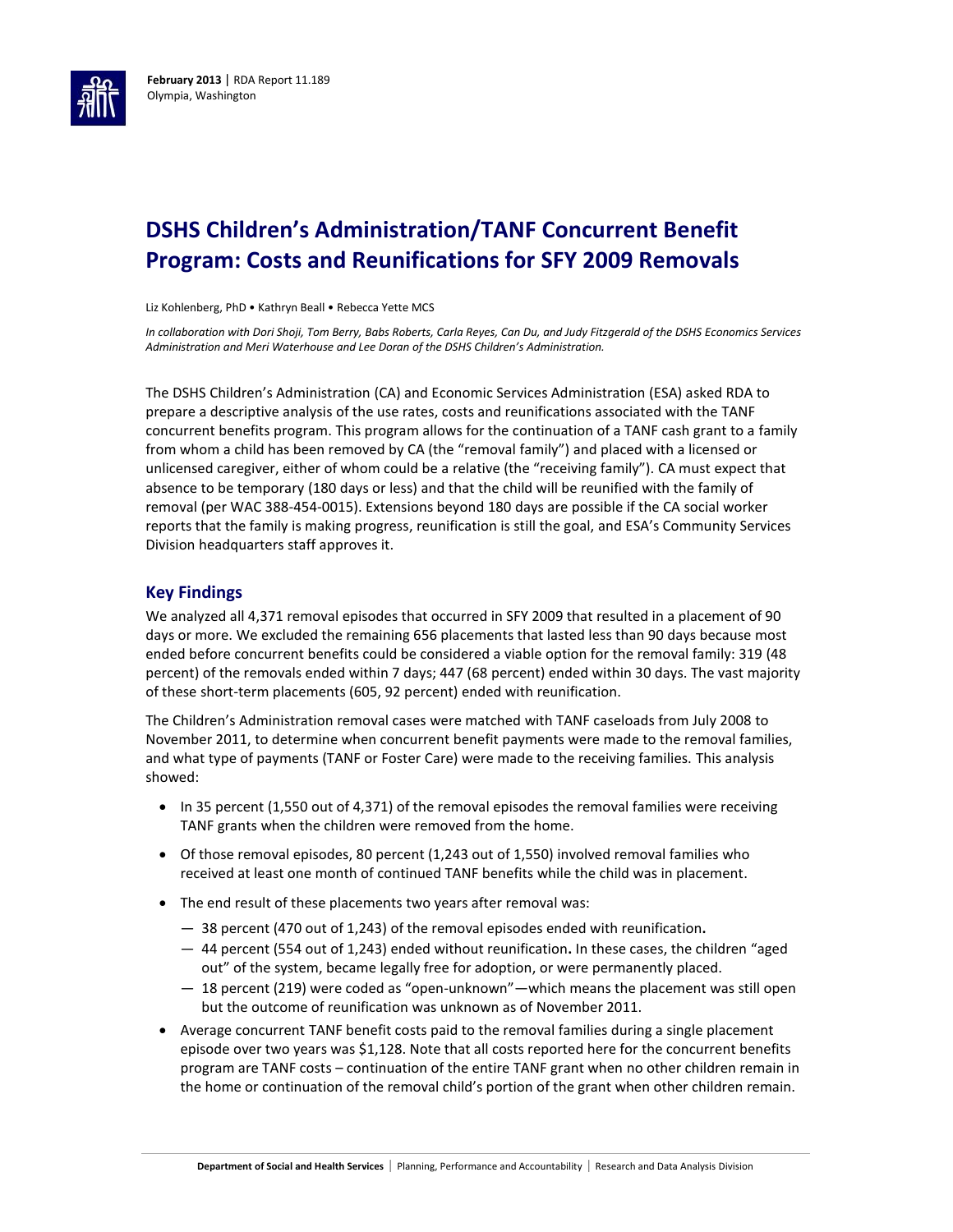**February 2013** | RDA Report 11.189
Olympia, Washington

# DSHS Children's Administration/TANF Concurrent Benefit Program: Costs and Reunifications for SFY 2009 Removals

Liz Kohlenberg, PhD • Kathryn Beall • Rebecca Yette MCS

*In collaboration with Dori Shoji, Tom Berry, Babs Roberts, Carla Reyes, Can Du, and Judy Fitzgerald of the DSHS Economics Services Administration and Meri Waterhouse and Lee Doran of the DSHS Children's Administration.*

The DSHS Children's Administration (CA) and Economic Services Administration (ESA) asked RDA to prepare a descriptive analysis of the use rates, costs and reunifications associated with the TANF concurrent benefits program. This program allows for the continuation of a TANF cash grant to a family from whom a child has been removed by CA (the "removal family") and placed with a licensed or unlicensed caregiver, either of whom could be a relative (the "receiving family"). CA must expect that absence to be temporary (180 days or less) and that the child will be reunified with the family of removal (per WAC 388-454-0015). Extensions beyond 180 days are possible if the CA social worker reports that the family is making progress, reunification is still the goal, and ESA's Community Services Division headquarters staff approves it.

## Key Findings

We analyzed all 4,371 removal episodes that occurred in SFY 2009 that resulted in a placement of 90 days or more. We excluded the remaining 656 placements that lasted less than 90 days because most ended before concurrent benefits could be considered a viable option for the removal family: 319 (48 percent) of the removals ended within 7 days; 447 (68 percent) ended within 30 days. The vast majority of these short-term placements (605, 92 percent) ended with reunification.

The Children's Administration removal cases were matched with TANF caseloads from July 2008 to November 2011, to determine when concurrent benefit payments were made to the removal families, and what type of payments (TANF or Foster Care) were made to the receiving families. This analysis showed:

- In 35 percent (1,550 out of 4,371) of the removal episodes the removal families were receiving TANF grants when the children were removed from the home.
- Of those removal episodes, 80 percent (1,243 out of 1,550) involved removal families who received at least one month of continued TANF benefits while the child was in placement.
- The end result of these placements two years after removal was:
  - 38 percent (470 out of 1,243) of the removal episodes ended with reunification**.**
  - 44 percent (554 out of 1,243) ended without reunification**.** In these cases, the children "aged out" of the system, became legally free for adoption, or were permanently placed.
  - 18 percent (219) were coded as "open-unknown"—which means the placement was still open but the outcome of reunification was unknown as of November 2011.
- Average concurrent TANF benefit costs paid to the removal families during a single placement episode over two years was $1,128. Note that all costs reported here for the concurrent benefits program are TANF costs – continuation of the entire TANF grant when no other children remain in the home or continuation of the removal child's portion of the grant when other children remain.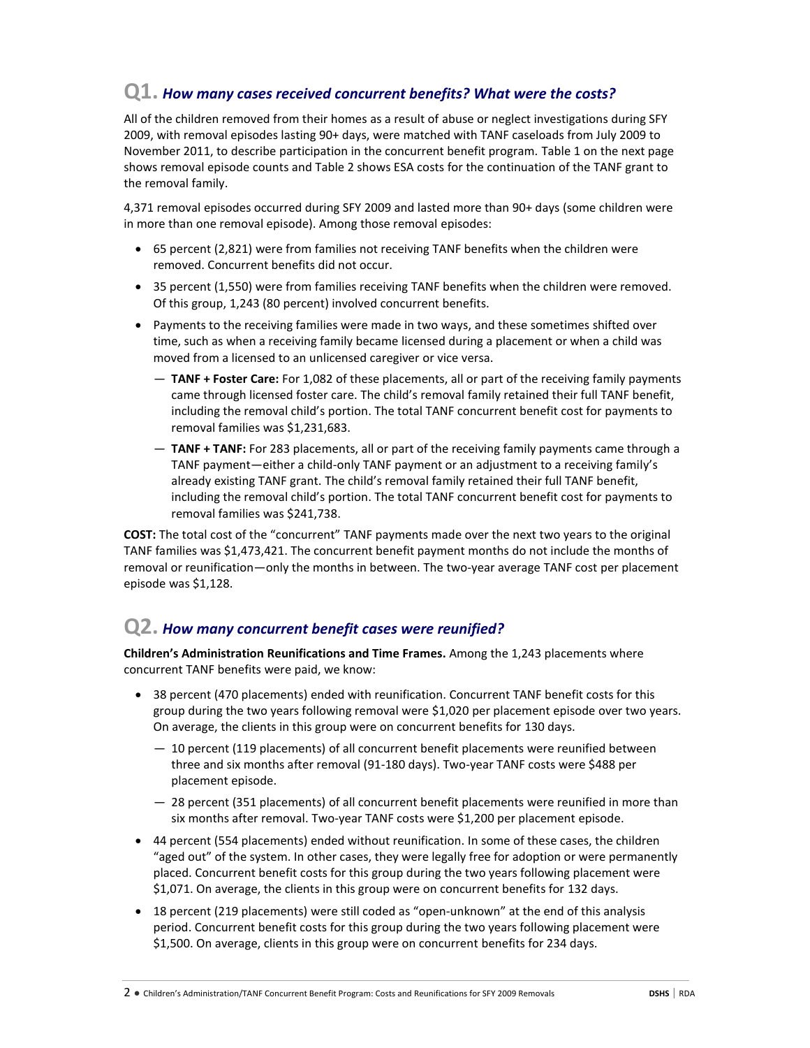## Q1. *How many cases received concurrent benefits? What were the costs?*

All of the children removed from their homes as a result of abuse or neglect investigations during SFY 2009, with removal episodes lasting 90+ days, were matched with TANF caseloads from July 2009 to November 2011, to describe participation in the concurrent benefit program. Table 1 on the next page shows removal episode counts and Table 2 shows ESA costs for the continuation of the TANF grant to the removal family.

4,371 removal episodes occurred during SFY 2009 and lasted more than 90+ days (some children were in more than one removal episode). Among those removal episodes:

- 65 percent (2,821) were from families not receiving TANF benefits when the children were removed. Concurrent benefits did not occur.
- 35 percent (1,550) were from families receiving TANF benefits when the children were removed. Of this group, 1,243 (80 percent) involved concurrent benefits.
- Payments to the receiving families were made in two ways, and these sometimes shifted over time, such as when a receiving family became licensed during a placement or when a child was moved from a licensed to an unlicensed caregiver or vice versa.
    - **TANF + Foster Care:** For 1,082 of these placements, all or part of the receiving family payments came through licensed foster care. The child's removal family retained their full TANF benefit, including the removal child's portion. The total TANF concurrent benefit cost for payments to removal families was $1,231,683.
    - **TANF + TANF:** For 283 placements, all or part of the receiving family payments came through a TANF payment—either a child-only TANF payment or an adjustment to a receiving family's already existing TANF grant. The child's removal family retained their full TANF benefit, including the removal child's portion. The total TANF concurrent benefit cost for payments to removal families was $241,738.

**COST:** The total cost of the "concurrent" TANF payments made over the next two years to the original TANF families was $1,473,421. The concurrent benefit payment months do not include the months of removal or reunification—only the months in between. The two-year average TANF cost per placement episode was $1,128.

## Q2. *How many concurrent benefit cases were reunified?*

**Children's Administration Reunifications and Time Frames.** Among the 1,243 placements where concurrent TANF benefits were paid, we know:

- 38 percent (470 placements) ended with reunification. Concurrent TANF benefit costs for this group during the two years following removal were $1,020 per placement episode over two years. On average, the clients in this group were on concurrent benefits for 130 days.
    - 10 percent (119 placements) of all concurrent benefit placements were reunified between three and six months after removal (91-180 days). Two-year TANF costs were $488 per placement episode.
    - 28 percent (351 placements) of all concurrent benefit placements were reunified in more than six months after removal. Two-year TANF costs were $1,200 per placement episode.
- 44 percent (554 placements) ended without reunification. In some of these cases, the children "aged out" of the system. In other cases, they were legally free for adoption or were permanently placed. Concurrent benefit costs for this group during the two years following placement were $1,071. On average, the clients in this group were on concurrent benefits for 132 days.
- 18 percent (219 placements) were still coded as "open-unknown" at the end of this analysis period. Concurrent benefit costs for this group during the two years following placement were $1,500. On average, clients in this group were on concurrent benefits for 234 days.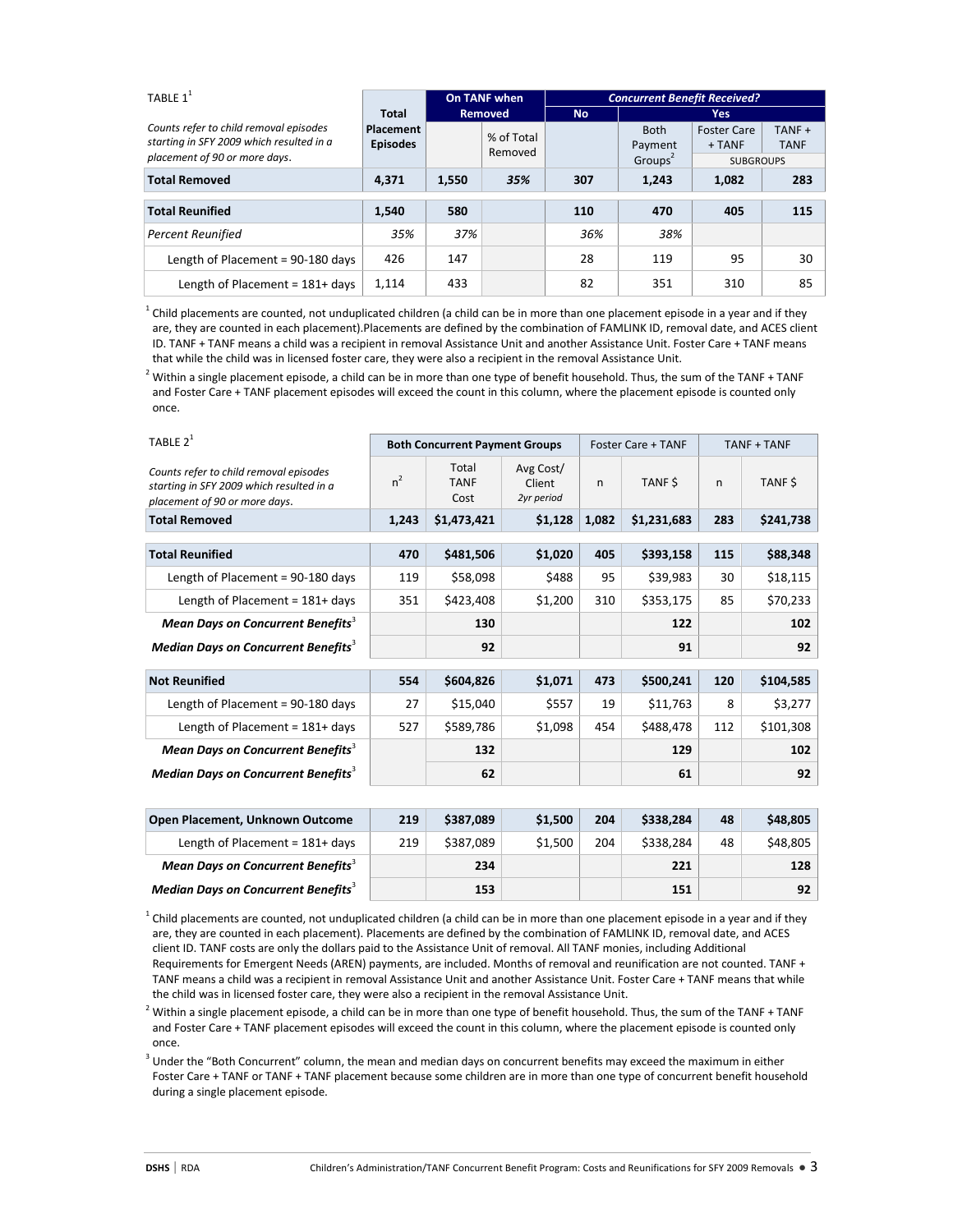TABLE 1[1]

| *Counts refer to child removal episodes starting in SFY 2009 which resulted in a placement of 90 or more days.* | Total Placement Episodes | On TANF when Removed | | Concurrent Benefit Received? | | | |
|---|---|---|---|---|---|---|---|
| | | | | No | Yes | | |
| | | | % of Total Removed | | Both Payment Groups[2] | Foster Care + TANF | TANF + TANF |
| | | | | | | SUBGROUPS | |
| **Total Removed** | **4,371** | **1,550** | ***35%*** | **307** | **1,243** | **1,082** | **283** |
| **Total Reunified** | **1,540** | **580** | | **110** | **470** | **405** | **115** |
| *Percent Reunified* | *35%* | *37%* | | *36%* | *38%* | | |
| Length of Placement = 90-180 days | 426 | 147 | | 28 | 119 | 95 | 30 |
| Length of Placement = 181+ days | 1,114 | 433 | | 82 | 351 | 310 | 85 |

[1] Child placements are counted, not unduplicated children (a child can be in more than one placement episode in a year and if they are, they are counted in each placement).Placements are defined by the combination of FAMLINK ID, removal date, and ACES client ID. TANF + TANF means a child was a recipient in removal Assistance Unit and another Assistance Unit. Foster Care + TANF means that while the child was in licensed foster care, they were also a recipient in the removal Assistance Unit.

[2] Within a single placement episode, a child can be in more than one type of benefit household. Thus, the sum of the TANF + TANF and Foster Care + TANF placement episodes will exceed the count in this column, where the placement episode is counted only once.

TABLE 2[1]

| *Counts refer to child removal episodes starting in SFY 2009 which resulted in a placement of 90 or more days.* | Both Concurrent Payment Groups | | | Foster Care + TANF | | TANF + TANF | |
|---|---|---|---|---|---|---|---|
| | n[2] | Total TANF Cost | Avg Cost/ Client *2yr period* | n | TANF $ | n | TANF $ |
| **Total Removed** | **1,243** | **$1,473,421** | **$1,128** | **1,082** | **$1,231,683** | **283** | **$241,738** |
| **Total Reunified** | **470** | **$481,506** | **$1,020** | **405** | **$393,158** | **115** | **$88,348** |
| Length of Placement = 90-180 days | 119 | $58,098 | $488 | 95 | $39,983 | 30 | $18,115 |
| Length of Placement = 181+ days | 351 | $423,408 | $1,200 | 310 | $353,175 | 85 | $70,233 |
| ***Mean Days on Concurrent Benefits***[3] | | **130** | | | **122** | | **102** |
| ***Median Days on Concurrent Benefits***[3] | | **92** | | | **91** | | **92** |
| **Not Reunified** | **554** | **$604,826** | **$1,071** | **473** | **$500,241** | **120** | **$104,585** |
| Length of Placement = 90-180 days | 27 | $15,040 | $557 | 19 | $11,763 | 8 | $3,277 |
| Length of Placement = 181+ days | 527 | $589,786 | $1,098 | 454 | $488,478 | 112 | $101,308 |
| ***Mean Days on Concurrent Benefits***[3] | | **132** | | | **129** | | **102** |
| ***Median Days on Concurrent Benefits***[3] | | **62** | | | **61** | | **92** |
| **Open Placement, Unknown Outcome** | **219** | **$387,089** | **$1,500** | **204** | **$338,284** | **48** | **$48,805** |
| Length of Placement = 181+ days | 219 | $387,089 | $1,500 | 204 | $338,284 | 48 | $48,805 |
| ***Mean Days on Concurrent Benefits***[3] | | **234** | | | **221** | | **128** |
| ***Median Days on Concurrent Benefits***[3] | | **153** | | | **151** | | **92** |

[1] Child placements are counted, not unduplicated children (a child can be in more than one placement episode in a year and if they are, they are counted in each placement). Placements are defined by the combination of FAMLINK ID, removal date, and ACES client ID. TANF costs are only the dollars paid to the Assistance Unit of removal. All TANF monies, including Additional Requirements for Emergent Needs (AREN) payments, are included. Months of removal and reunification are not counted. TANF + TANF means a child was a recipient in removal Assistance Unit and another Assistance Unit. Foster Care + TANF means that while the child was in licensed foster care, they were also a recipient in the removal Assistance Unit.

[2] Within a single placement episode, a child can be in more than one type of benefit household. Thus, the sum of the TANF + TANF and Foster Care + TANF placement episodes will exceed the count in this column, where the placement episode is counted only once.

[3] Under the "Both Concurrent" column, the mean and median days on concurrent benefits may exceed the maximum in either Foster Care + TANF or TANF + TANF placement because some children are in more than one type of concurrent benefit household during a single placement episode.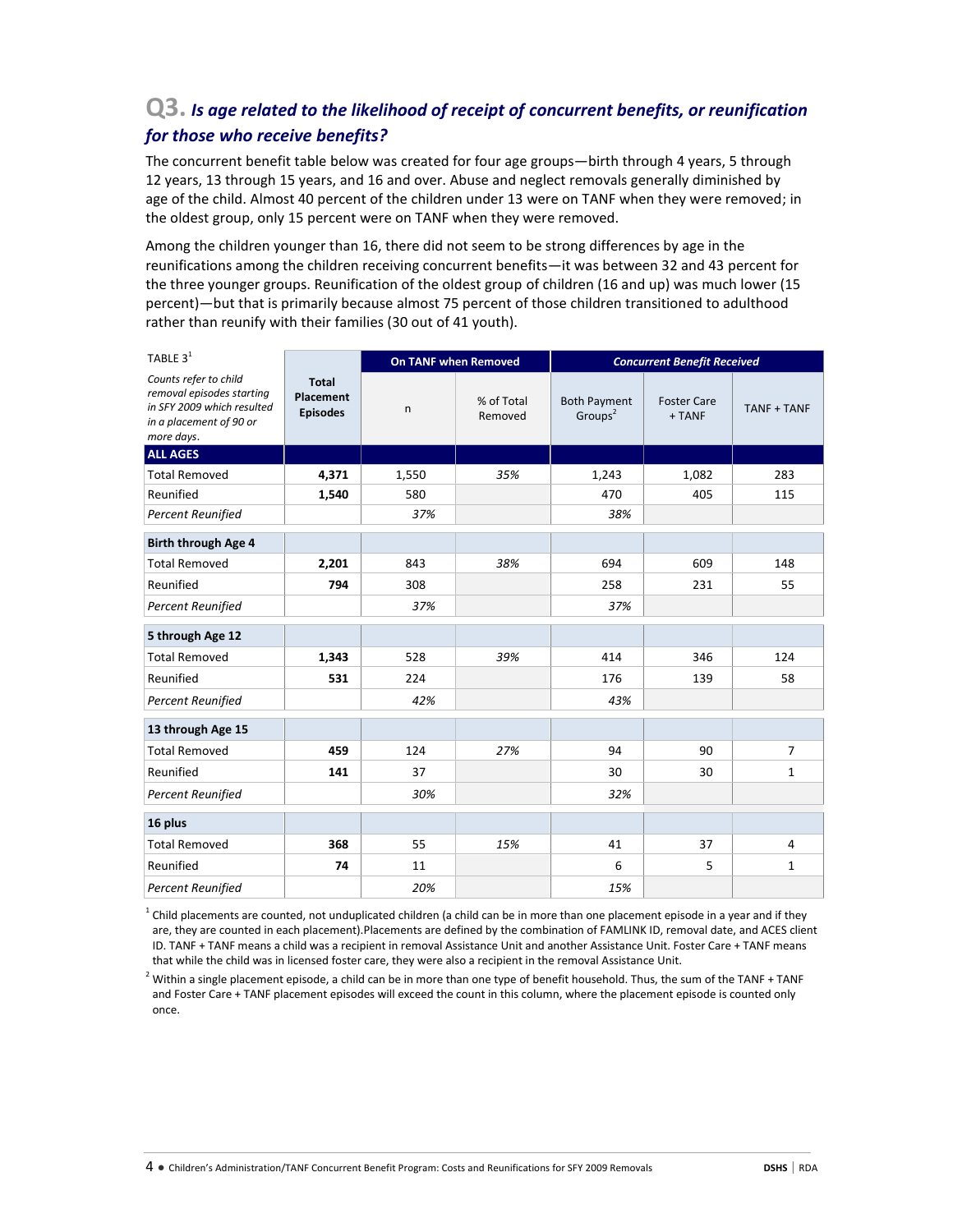## Q3. *Is age related to the likelihood of receipt of concurrent benefits, or reunification for those who receive benefits?*

The concurrent benefit table below was created for four age groups—birth through 4 years, 5 through 12 years, 13 through 15 years, and 16 and over. Abuse and neglect removals generally diminished by age of the child. Almost 40 percent of the children under 13 were on TANF when they were removed; in the oldest group, only 15 percent were on TANF when they were removed.

Among the children younger than 16, there did not seem to be strong differences by age in the reunifications among the children receiving concurrent benefits—it was between 32 and 43 percent for the three younger groups. Reunification of the oldest group of children (16 and up) was much lower (15 percent)—but that is primarily because almost 75 percent of those children transitioned to adulthood rather than reunify with their families (30 out of 41 youth).

| TABLE 3[1] *Counts refer to child removal episodes starting in SFY 2009 which resulted in a placement of 90 or more days.* | Total Placement Episodes | On TANF when Removed | | Concurrent Benefit Received | | |
|---|---|---|---|---|---|---|
| | | n | % of Total Removed | Both Payment Groups[2] | Foster Care + TANF | TANF + TANF |
| **ALL AGES** | | | | | | |
| Total Removed | **4,371** | 1,550 | *35%* | 1,243 | 1,082 | 283 |
| Reunified | **1,540** | 580 | | 470 | 405 | 115 |
| *Percent Reunified* | | *37%* | | *38%* | | |
| **Birth through Age 4** | | | | | | |
| Total Removed | **2,201** | 843 | *38%* | 694 | 609 | 148 |
| Reunified | **794** | 308 | | 258 | 231 | 55 |
| *Percent Reunified* | | *37%* | | *37%* | | |
| **5 through Age 12** | | | | | | |
| Total Removed | **1,343** | 528 | *39%* | 414 | 346 | 124 |
| Reunified | **531** | 224 | | 176 | 139 | 58 |
| *Percent Reunified* | | *42%* | | *43%* | | |
| **13 through Age 15** | | | | | | |
| Total Removed | **459** | 124 | *27%* | 94 | 90 | 7 |
| Reunified | **141** | 37 | | 30 | 30 | 1 |
| *Percent Reunified* | | *30%* | | *32%* | | |
| **16 plus** | | | | | | |
| Total Removed | **368** | 55 | *15%* | 41 | 37 | 4 |
| Reunified | **74** | 11 | | 6 | 5 | 1 |
| *Percent Reunified* | | *20%* | | *15%* | | |

[1] Child placements are counted, not unduplicated children (a child can be in more than one placement episode in a year and if they are, they are counted in each placement).Placements are defined by the combination of FAMLINK ID, removal date, and ACES client ID. TANF + TANF means a child was a recipient in removal Assistance Unit and another Assistance Unit. Foster Care + TANF means that while the child was in licensed foster care, they were also a recipient in the removal Assistance Unit.

[2] Within a single placement episode, a child can be in more than one type of benefit household. Thus, the sum of the TANF + TANF and Foster Care + TANF placement episodes will exceed the count in this column, where the placement episode is counted only once.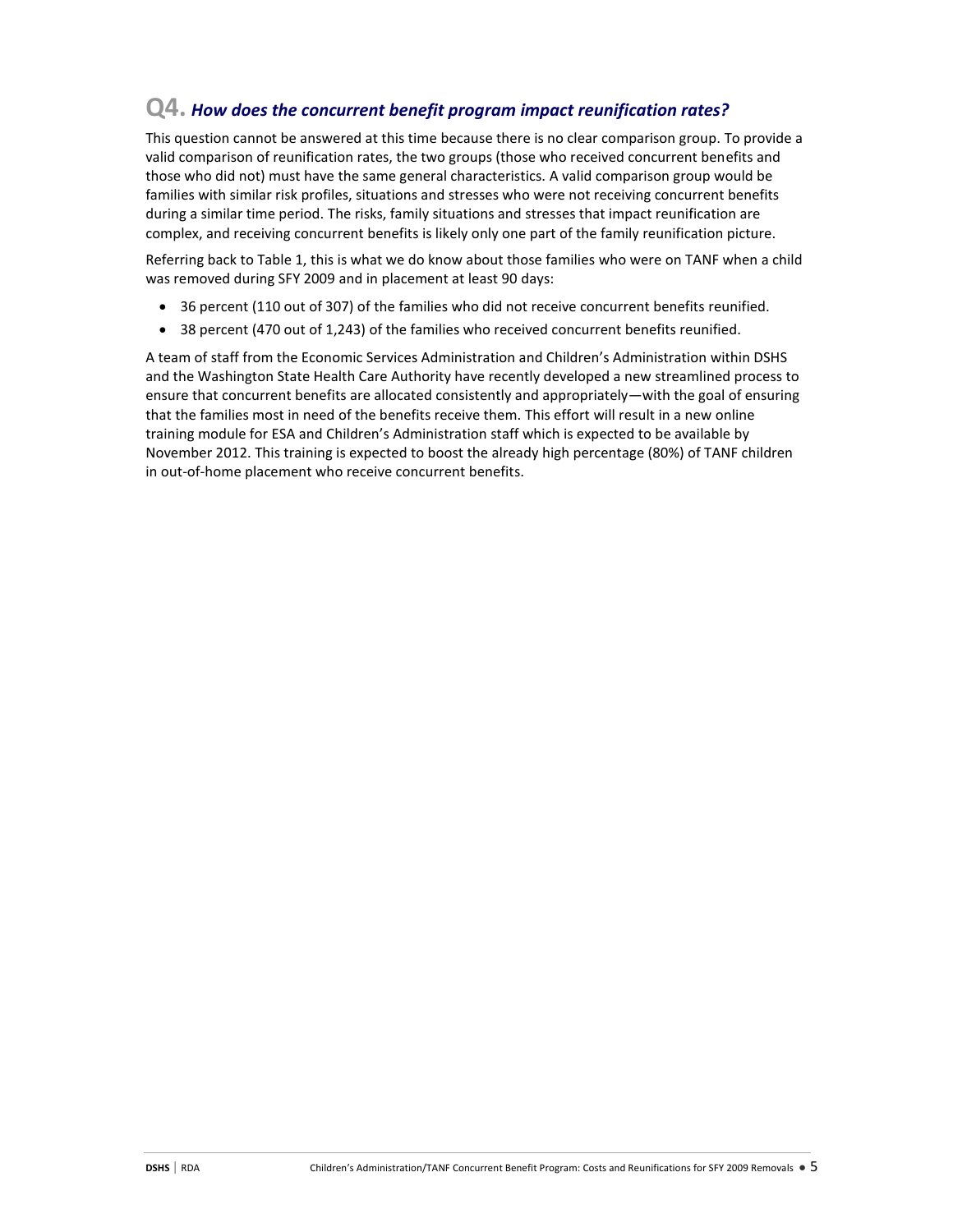## Q4. *How does the concurrent benefit program impact reunification rates?*

This question cannot be answered at this time because there is no clear comparison group. To provide a valid comparison of reunification rates, the two groups (those who received concurrent benefits and those who did not) must have the same general characteristics. A valid comparison group would be families with similar risk profiles, situations and stresses who were not receiving concurrent benefits during a similar time period. The risks, family situations and stresses that impact reunification are complex, and receiving concurrent benefits is likely only one part of the family reunification picture.

Referring back to Table 1, this is what we do know about those families who were on TANF when a child was removed during SFY 2009 and in placement at least 90 days:

- 36 percent (110 out of 307) of the families who did not receive concurrent benefits reunified.
- 38 percent (470 out of 1,243) of the families who received concurrent benefits reunified.

A team of staff from the Economic Services Administration and Children's Administration within DSHS and the Washington State Health Care Authority have recently developed a new streamlined process to ensure that concurrent benefits are allocated consistently and appropriately—with the goal of ensuring that the families most in need of the benefits receive them. This effort will result in a new online training module for ESA and Children's Administration staff which is expected to be available by November 2012. This training is expected to boost the already high percentage (80%) of TANF children in out-of-home placement who receive concurrent benefits.